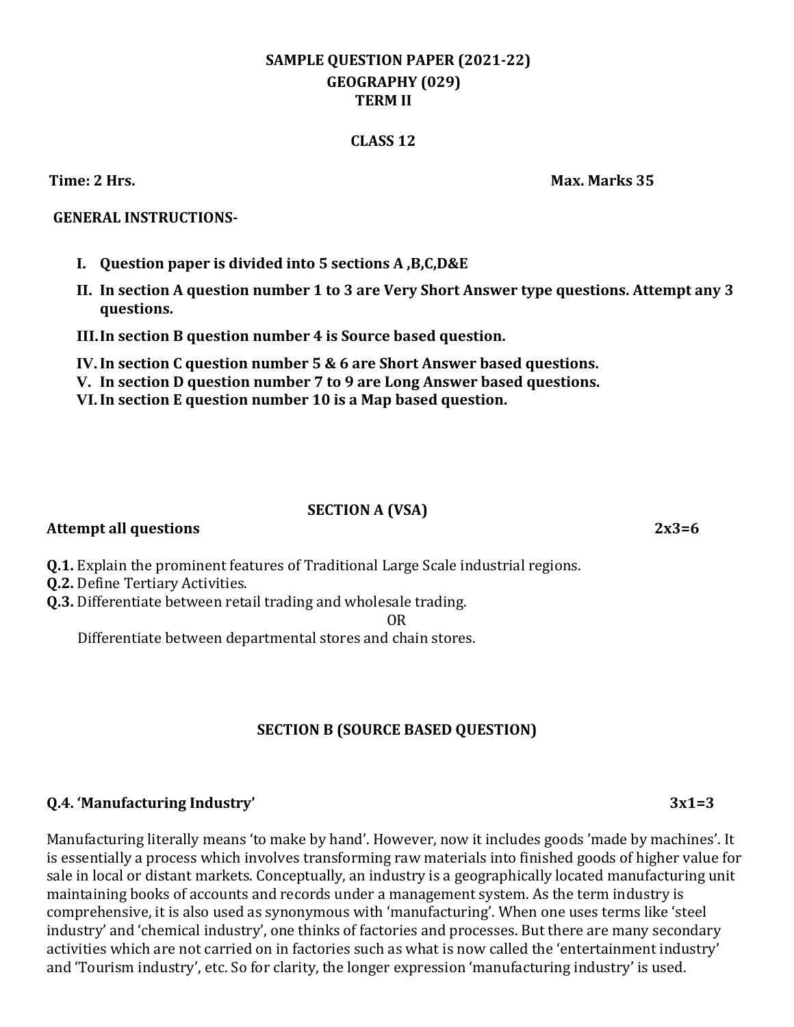# SAMPLE QUESTION PAPER (2021-22)

## GEOGRAPHY (029)

## TERM II

## CLASS 12

**Time: 2 Hrs.** **Max. Marks 35**

**GENERAL INSTRUCTIONS-**

I. **Question paper is divided into 5 sections A ,B,C,D&E**
II. **In section A question number 1 to 3 are Very Short Answer type questions. Attempt any 3 questions.**
III. **In section B question number 4 is Source based question.**
IV. **In section C question number 5 & 6 are Short Answer based questions.**
V. **In section D question number 7 to 9 are Long Answer based questions.**
VI. **In section E question number 10 is a Map based question.**

### SECTION A (VSA)

**Attempt all questions** **2x3=6**

**Q.1.** Explain the prominent features of Traditional Large Scale industrial regions.

**Q.2.** Define Tertiary Activities.

**Q.3.** Differentiate between retail trading and wholesale trading.

OR

Differentiate between departmental stores and chain stores.

### SECTION B (SOURCE BASED QUESTION)

**Q.4. 'Manufacturing Industry'** **3x1=3**

Manufacturing literally means 'to make by hand'. However, now it includes goods 'made by machines'. It is essentially a process which involves transforming raw materials into finished goods of higher value for sale in local or distant markets. Conceptually, an industry is a geographically located manufacturing unit maintaining books of accounts and records under a management system. As the term industry is comprehensive, it is also used as synonymous with 'manufacturing'. When one uses terms like 'steel industry' and 'chemical industry', one thinks of factories and processes. But there are many secondary activities which are not carried on in factories such as what is now called the 'entertainment industry' and 'Tourism industry', etc. So for clarity, the longer expression 'manufacturing industry' is used.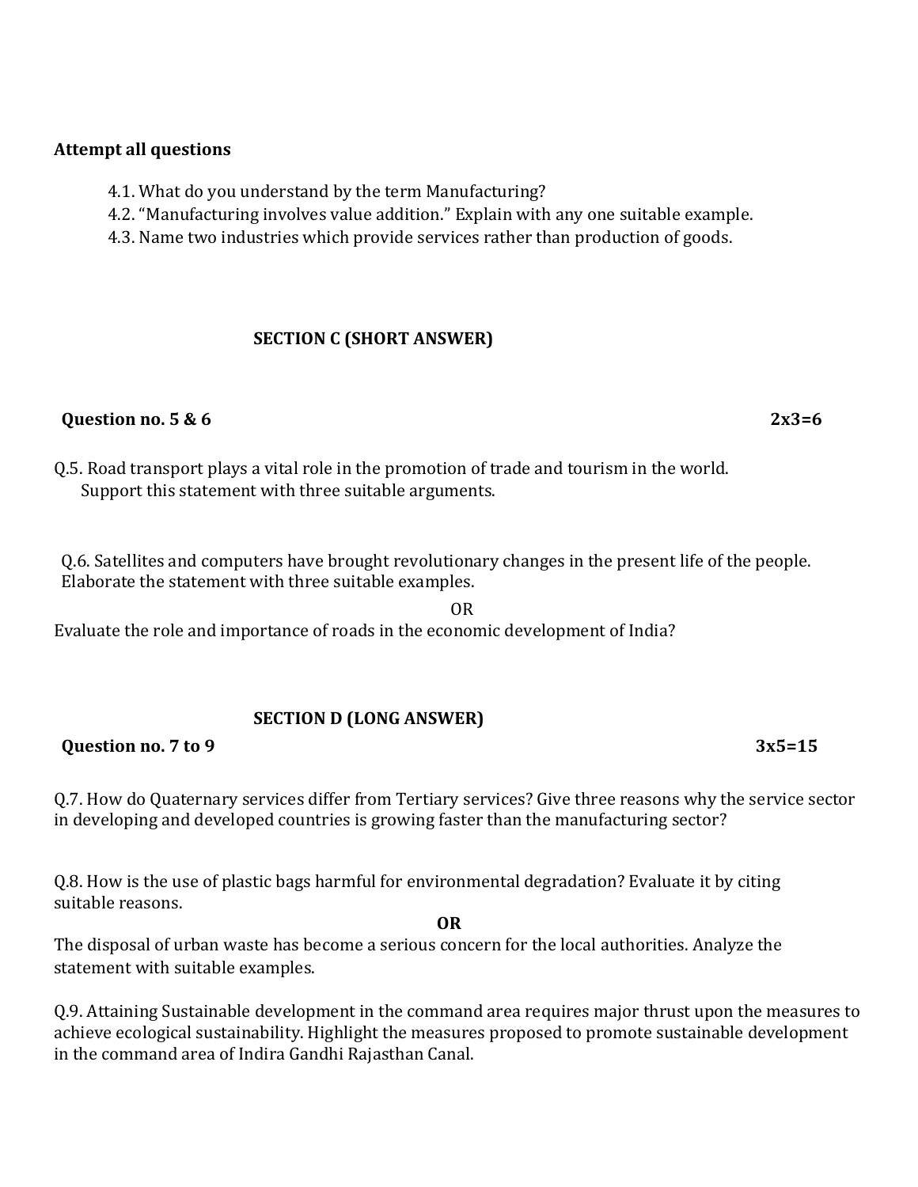**Attempt all questions**

4.1. What do you understand by the term Manufacturing?
4.2. "Manufacturing involves value addition." Explain with any one suitable example.
4.3. Name two industries which provide services rather than production of goods.

## SECTION C (SHORT ANSWER)

**Question no. 5 & 6** **2x3=6**

Q.5. Road transport plays a vital role in the promotion of trade and tourism in the world. Support this statement with three suitable arguments.

Q.6. Satellites and computers have brought revolutionary changes in the present life of the people. Elaborate the statement with three suitable examples.

OR

Evaluate the role and importance of roads in the economic development of India?

## SECTION D (LONG ANSWER)

**Question no. 7 to 9** **3x5=15**

Q.7. How do Quaternary services differ from Tertiary services? Give three reasons why the service sector in developing and developed countries is growing faster than the manufacturing sector?

Q.8. How is the use of plastic bags harmful for environmental degradation? Evaluate it by citing suitable reasons.

**OR**

The disposal of urban waste has become a serious concern for the local authorities. Analyze the statement with suitable examples.

Q.9. Attaining Sustainable development in the command area requires major thrust upon the measures to achieve ecological sustainability. Highlight the measures proposed to promote sustainable development in the command area of Indira Gandhi Rajasthan Canal.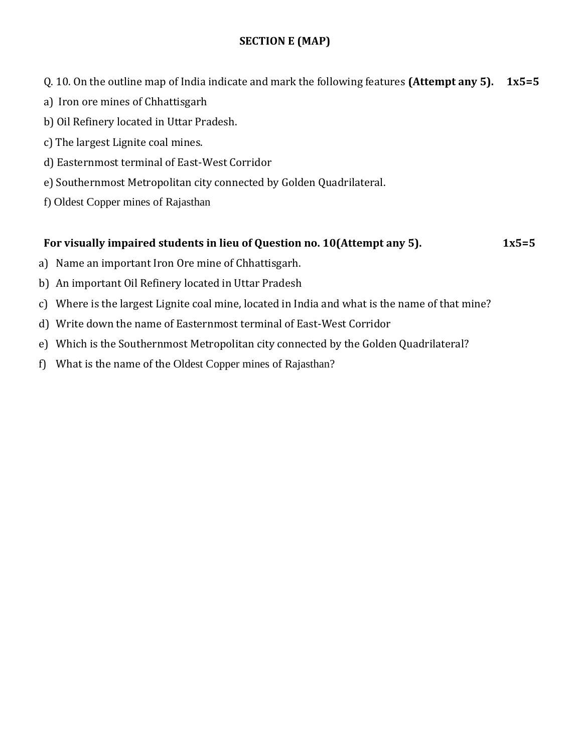## SECTION E (MAP)

Q. 10. On the outline map of India indicate and mark the following features **(Attempt any 5).** **1x5=5**

a) Iron ore mines of Chhattisgarh

b) Oil Refinery located in Uttar Pradesh.

c) The largest Lignite coal mines.

d) Easternmost terminal of East-West Corridor

e) Southernmost Metropolitan city connected by Golden Quadrilateral.

f) Oldest Copper mines of Rajasthan

**For visually impaired students in lieu of Question no. 10(Attempt any 5).** **1x5=5**

a) Name an important Iron Ore mine of Chhattisgarh.

b) An important Oil Refinery located in Uttar Pradesh

c) Where is the largest Lignite coal mine, located in India and what is the name of that mine?

d) Write down the name of Easternmost terminal of East-West Corridor

e) Which is the Southernmost Metropolitan city connected by the Golden Quadrilateral?

f) What is the name of the Oldest Copper mines of Rajasthan?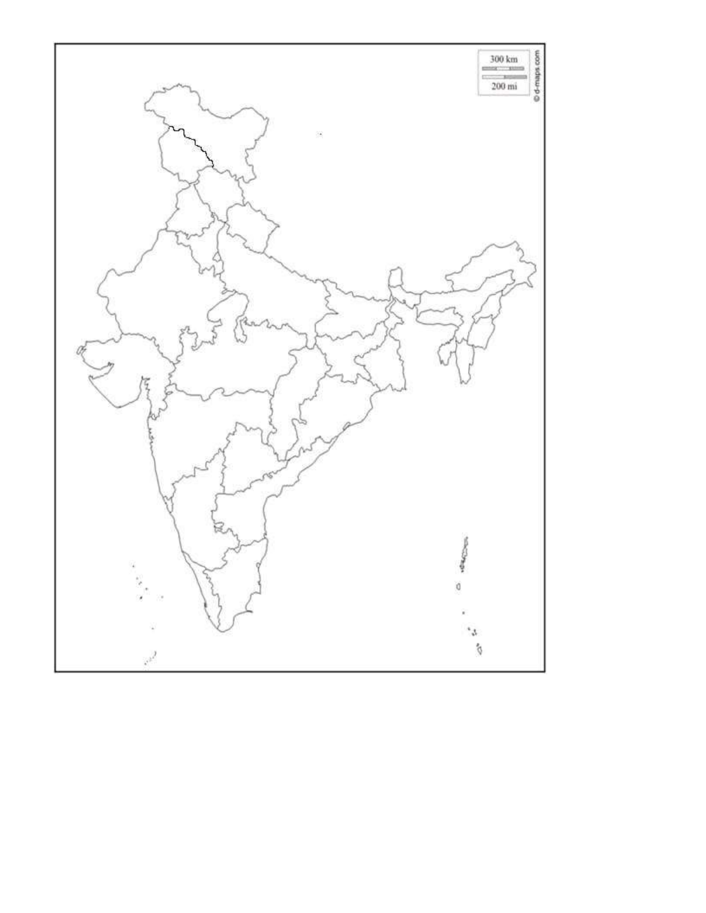300 km

200 mi

© d-maps.com